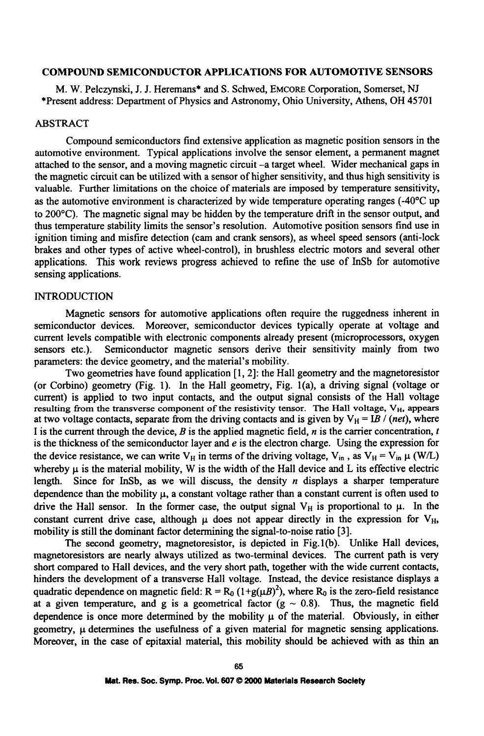# COMPOUND SEMICONDUCTOR APPLICATIONS FOR AUTOMOTIVE SENSORS

M. W. Pelczynski, J. J. Heremans* and S. Schwed, EMCORE Corporation, Somerset, NJ
*Present address: Department of Physics and Astronomy, Ohio University, Athens, OH 45701

## ABSTRACT

Compound semiconductors find extensive application as magnetic position sensors in the automotive environment. Typical applications involve the sensor element, a permanent magnet attached to the sensor, and a moving magnetic circuit –a target wheel. Wider mechanical gaps in the magnetic circuit can be utilized with a sensor of higher sensitivity, and thus high sensitivity is valuable. Further limitations on the choice of materials are imposed by temperature sensitivity, as the automotive environment is characterized by wide temperature operating ranges (-40°C up to 200°C). The magnetic signal may be hidden by the temperature drift in the sensor output, and thus temperature stability limits the sensor's resolution. Automotive position sensors find use in ignition timing and misfire detection (cam and crank sensors), as wheel speed sensors (anti-lock brakes and other types of active wheel-control), in brushless electric motors and several other applications. This work reviews progress achieved to refine the use of InSb for automotive sensing applications.

## INTRODUCTION

Magnetic sensors for automotive applications often require the ruggedness inherent in semiconductor devices. Moreover, semiconductor devices typically operate at voltage and current levels compatible with electronic components already present (microprocessors, oxygen sensors etc.). Semiconductor magnetic sensors derive their sensitivity mainly from two parameters: the device geometry, and the material's mobility.

Two geometries have found application [1, 2]: the Hall geometry and the magnetoresistor (or Corbino) geometry (Fig. 1). In the Hall geometry, Fig. 1(a), a driving signal (voltage or current) is applied to two input contacts, and the output signal consists of the Hall voltage resulting from the transverse component of the resistivity tensor. The Hall voltage, $V_H$, appears at two voltage contacts, separate from the driving contacts and is given by $V_H = IB / (net)$, where $I$ is the current through the device, $B$ is the applied magnetic field, $n$ is the carrier concentration, $t$ is the thickness of the semiconductor layer and $e$ is the electron charge. Using the expression for the device resistance, we can write $V_H$ in terms of the driving voltage, $V_{in}$, as $V_H = V_{in}\,\mu\,(W/L)$ whereby $\mu$ is the material mobility, W is the width of the Hall device and L its effective electric length. Since for InSb, as we will discuss, the density $n$ displays a sharper temperature dependence than the mobility $\mu$, a constant voltage rather than a constant current is often used to drive the Hall sensor. In the former case, the output signal $V_H$ is proportional to $\mu$. In the constant current drive case, although $\mu$ does not appear directly in the expression for $V_H$, mobility is still the dominant factor determining the signal-to-noise ratio [3].

The second geometry, magnetoresistor, is depicted in Fig.1(b). Unlike Hall devices, magnetoresistors are nearly always utilized as two-terminal devices. The current path is very short compared to Hall devices, and the very short path, together with the wide current contacts, hinders the development of a transverse Hall voltage. Instead, the device resistance displays a quadratic dependence on magnetic field: $R = R_0\,(1+g(\mu B)^2)$, where $R_0$ is the zero-field resistance at a given temperature, and g is a geometrical factor ($g \sim 0.8$). Thus, the magnetic field dependence is once more determined by the mobility $\mu$ of the material. Obviously, in either geometry, $\mu$ determines the usefulness of a given material for magnetic sensing applications. Moreover, in the case of epitaxial material, this mobility should be achieved with as thin an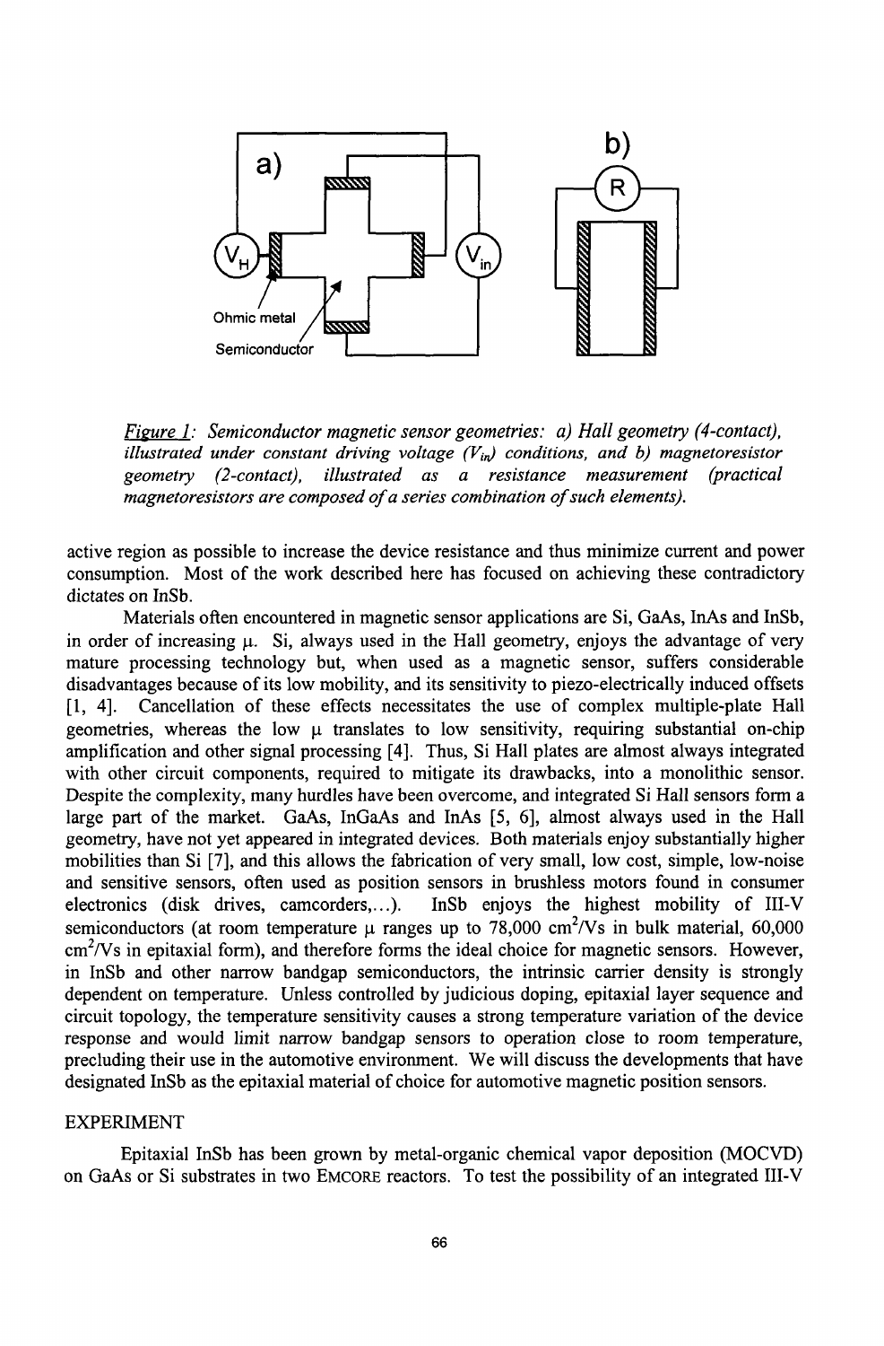*Figure 1: Semiconductor magnetic sensor geometries: a) Hall geometry (4-contact), illustrated under constant driving voltage ($V_{in}$) conditions, and b) magnetoresistor geometry (2-contact), illustrated as a resistance measurement (practical magnetoresistors are composed of a series combination of such elements).*

active region as possible to increase the device resistance and thus minimize current and power consumption. Most of the work described here has focused on achieving these contradictory dictates on InSb.

Materials often encountered in magnetic sensor applications are Si, GaAs, InAs and InSb, in order of increasing $\mu$. Si, always used in the Hall geometry, enjoys the advantage of very mature processing technology but, when used as a magnetic sensor, suffers considerable disadvantages because of its low mobility, and its sensitivity to piezo-electrically induced offsets [1, 4]. Cancellation of these effects necessitates the use of complex multiple-plate Hall geometries, whereas the low $\mu$ translates to low sensitivity, requiring substantial on-chip amplification and other signal processing [4]. Thus, Si Hall plates are almost always integrated with other circuit components, required to mitigate its drawbacks, into a monolithic sensor. Despite the complexity, many hurdles have been overcome, and integrated Si Hall sensors form a large part of the market. GaAs, InGaAs and InAs [5, 6], almost always used in the Hall geometry, have not yet appeared in integrated devices. Both materials enjoy substantially higher mobilities than Si [7], and this allows the fabrication of very small, low cost, simple, low-noise and sensitive sensors, often used as position sensors in brushless motors found in consumer electronics (disk drives, camcorders,...). InSb enjoys the highest mobility of III-V semiconductors (at room temperature $\mu$ ranges up to 78,000 $cm^2/Vs$ in bulk material, 60,000 $cm^2/Vs$ in epitaxial form), and therefore forms the ideal choice for magnetic sensors. However, in InSb and other narrow bandgap semiconductors, the intrinsic carrier density is strongly dependent on temperature. Unless controlled by judicious doping, epitaxial layer sequence and circuit topology, the temperature sensitivity causes a strong temperature variation of the device response and would limit narrow bandgap sensors to operation close to room temperature, precluding their use in the automotive environment. We will discuss the developments that have designated InSb as the epitaxial material of choice for automotive magnetic position sensors.

## EXPERIMENT

Epitaxial InSb has been grown by metal-organic chemical vapor deposition (MOCVD) on GaAs or Si substrates in two EMCORE reactors. To test the possibility of an integrated III-V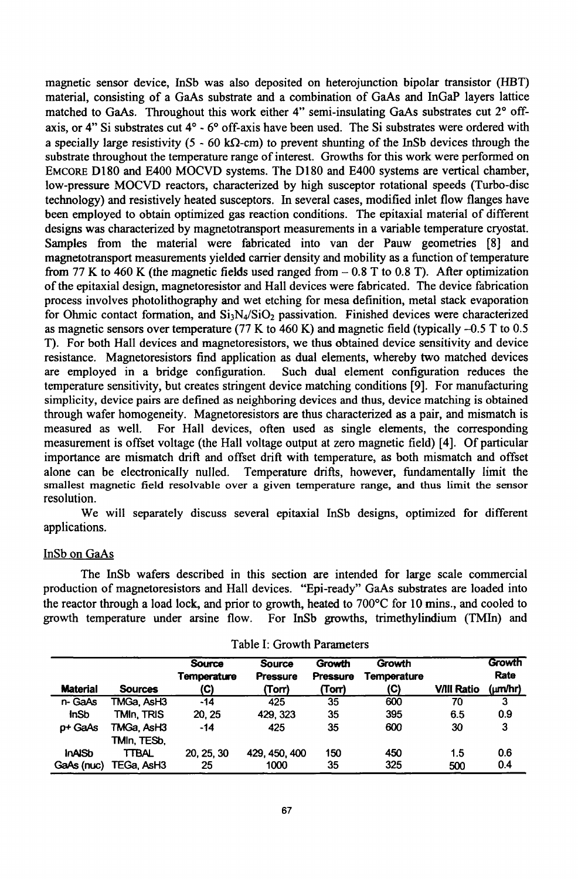magnetic sensor device, InSb was also deposited on heterojunction bipolar transistor (HBT) material, consisting of a GaAs substrate and a combination of GaAs and InGaP layers lattice matched to GaAs. Throughout this work either 4" semi-insulating GaAs substrates cut 2° off-axis, or 4" Si substrates cut 4° - 6° off-axis have been used. The Si substrates were ordered with a specially large resistivity (5 - 60 kΩ-cm) to prevent shunting of the InSb devices through the substrate throughout the temperature range of interest. Growths for this work were performed on EMCORE D180 and E400 MOCVD systems. The D180 and E400 systems are vertical chamber, low-pressure MOCVD reactors, characterized by high susceptor rotational speeds (Turbo-disc technology) and resistively heated susceptors. In several cases, modified inlet flow flanges have been employed to obtain optimized gas reaction conditions. The epitaxial material of different designs was characterized by magnetotransport measurements in a variable temperature cryostat. Samples from the material were fabricated into van der Pauw geometries [8] and magnetotransport measurements yielded carrier density and mobility as a function of temperature from 77 K to 460 K (the magnetic fields used ranged from – 0.8 T to 0.8 T). After optimization of the epitaxial design, magnetoresistor and Hall devices were fabricated. The device fabrication process involves photolithography and wet etching for mesa definition, metal stack evaporation for Ohmic contact formation, and $Si_3N_4/SiO_2$ passivation. Finished devices were characterized as magnetic sensors over temperature (77 K to 460 K) and magnetic field (typically –0.5 T to 0.5 T). For both Hall devices and magnetoresistors, we thus obtained device sensitivity and device resistance. Magnetoresistors find application as dual elements, whereby two matched devices are employed in a bridge configuration. Such dual element configuration reduces the temperature sensitivity, but creates stringent device matching conditions [9]. For manufacturing simplicity, device pairs are defined as neighboring devices and thus, device matching is obtained through wafer homogeneity. Magnetoresistors are thus characterized as a pair, and mismatch is measured as well. For Hall devices, often used as single elements, the corresponding measurement is offset voltage (the Hall voltage output at zero magnetic field) [4]. Of particular importance are mismatch drift and offset drift with temperature, as both mismatch and offset alone can be electronically nulled. Temperature drifts, however, fundamentally limit the smallest magnetic field resolvable over a given temperature range, and thus limit the sensor resolution.

We will separately discuss several epitaxial InSb designs, optimized for different applications.

## InSb on GaAs

The InSb wafers described in this section are intended for large scale commercial production of magnetoresistors and Hall devices. "Epi-ready" GaAs substrates are loaded into the reactor through a load lock, and prior to growth, heated to 700°C for 10 mins., and cooled to growth temperature under arsine flow. For InSb growths, trimethylindium (TMIn) and

Table I: Growth Parameters

| Material | Sources | Source Temperature (C) | Source Pressure (Torr) | Growth Pressure (Torr) | Growth Temperature (C) | V/III Ratio | Growth Rate (μm/hr) |
|---|---|---|---|---|---|---|---|
| n- GaAs | TMGa, AsH3 | -14 | 425 | 35 | 600 | 70 | 3 |
| InSb | TMIn, TRIS | 20, 25 | 429, 323 | 35 | 395 | 6.5 | 0.9 |
| p+ GaAs | TMGa, AsH3 | -14 | 425 | 35 | 600 | 30 | 3 |
| InAlSb | TMIn, TESb, TTBAL | 20, 25, 30 | 429, 450, 400 | 150 | 450 | 1.5 | 0.6 |
| GaAs (nuc) | TEGa, AsH3 | 25 | 1000 | 35 | 325 | 500 | 0.4 |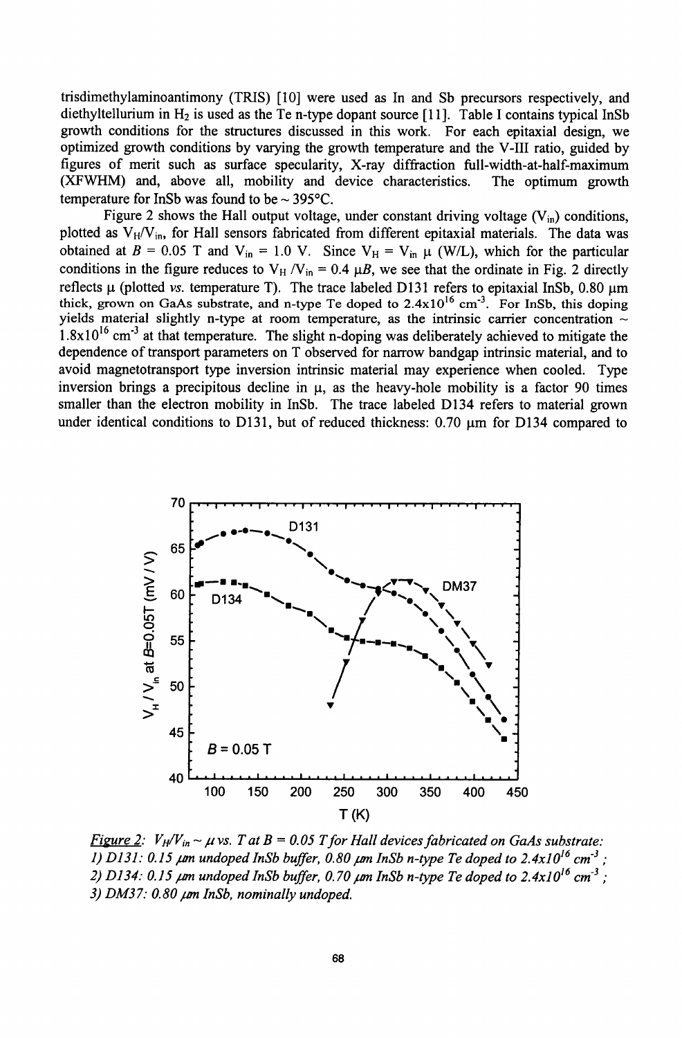trisdimethylaminoantimony (TRIS) [10] were used as In and Sb precursors respectively, and diethyltellurium in $H_2$ is used as the Te n-type dopant source [11]. Table I contains typical InSb growth conditions for the structures discussed in this work. For each epitaxial design, we optimized growth conditions by varying the growth temperature and the V-III ratio, guided by figures of merit such as surface specularity, X-ray diffraction full-width-at-half-maximum (XFWHM) and, above all, mobility and device characteristics. The optimum growth temperature for InSb was found to be ~ 395°C.

Figure 2 shows the Hall output voltage, under constant driving voltage ($V_{in}$) conditions, plotted as $V_H/V_{in}$, for Hall sensors fabricated from different epitaxial materials. The data was obtained at $B = 0.05$ T and $V_{in} = 1.0$ V. Since $V_H = V_{in}\ \mu\ (W/L)$, which for the particular conditions in the figure reduces to $V_H/V_{in} = 0.4\ \mu B$, we see that the ordinate in Fig. 2 directly reflects $\mu$ (plotted *vs.* temperature T). The trace labeled D131 refers to epitaxial InSb, 0.80 μm thick, grown on GaAs substrate, and n-type Te doped to $2.4\times10^{16}$ cm$^{-3}$. For InSb, this doping yields material slightly n-type at room temperature, as the intrinsic carrier concentration ~ $1.8\times10^{16}$ cm$^{-3}$ at that temperature. The slight n-doping was deliberately achieved to mitigate the dependence of transport parameters on T observed for narrow bandgap intrinsic material, and to avoid magnetotransport type inversion intrinsic material may experience when cooled. Type inversion brings a precipitous decline in $\mu$, as the heavy-hole mobility is a factor 90 times smaller than the electron mobility in InSb. The trace labeled D134 refers to material grown under identical conditions to D131, but of reduced thickness: 0.70 μm for D134 compared to

*Figure 2: $V_H/V_{in} \sim \mu$ vs. T at B = 0.05 T for Hall devices fabricated on GaAs substrate:*
*1) D131: 0.15 μm undoped InSb buffer, 0.80 μm InSb n-type Te doped to $2.4\times10^{16}$ cm$^{-3}$;*
*2) D134: 0.15 μm undoped InSb buffer, 0.70 μm InSb n-type Te doped to $2.4\times10^{16}$ cm$^{-3}$;*
*3) DM37: 0.80 μm InSb, nominally undoped.*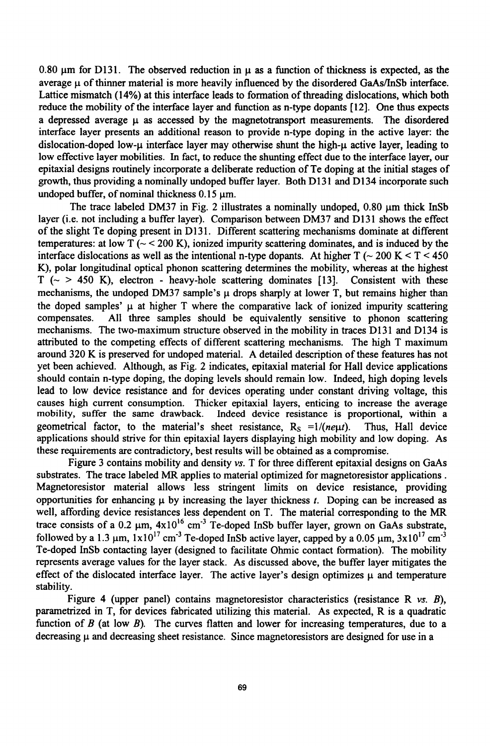0.80 μm for D131. The observed reduction in μ as a function of thickness is expected, as the average μ of thinner material is more heavily influenced by the disordered GaAs/InSb interface. Lattice mismatch (14%) at this interface leads to formation of threading dislocations, which both reduce the mobility of the interface layer and function as n-type dopants [12]. One thus expects a depressed average μ as accessed by the magnetotransport measurements. The disordered interface layer presents an additional reason to provide n-type doping in the active layer: the dislocation-doped low-μ interface layer may otherwise shunt the high-μ active layer, leading to low effective layer mobilities. In fact, to reduce the shunting effect due to the interface layer, our epitaxial designs routinely incorporate a deliberate reduction of Te doping at the initial stages of growth, thus providing a nominally undoped buffer layer. Both D131 and D134 incorporate such undoped buffer, of nominal thickness 0.15 μm.

The trace labeled DM37 in Fig. 2 illustrates a nominally undoped, 0.80 μm thick InSb layer (i.e. not including a buffer layer). Comparison between DM37 and D131 shows the effect of the slight Te doping present in D131. Different scattering mechanisms dominate at different temperatures: at low T (~ < 200 K), ionized impurity scattering dominates, and is induced by the interface dislocations as well as the intentional n-type dopants. At higher T (~ 200 K < T < 450 K), polar longitudinal optical phonon scattering determines the mobility, whereas at the highest T (~ > 450 K), electron - heavy-hole scattering dominates [13]. Consistent with these mechanisms, the undoped DM37 sample's μ drops sharply at lower T, but remains higher than the doped samples' μ at higher T where the comparative lack of ionized impurity scattering compensates. All three samples should be equivalently sensitive to phonon scattering mechanisms. The two-maximum structure observed in the mobility in traces D131 and D134 is attributed to the competing effects of different scattering mechanisms. The high T maximum around 320 K is preserved for undoped material. A detailed description of these features has not yet been achieved. Although, as Fig. 2 indicates, epitaxial material for Hall device applications should contain n-type doping, the doping levels should remain low. Indeed, high doping levels lead to low device resistance and for devices operating under constant driving voltage, this causes high current consumption. Thicker epitaxial layers, enticing to increase the average mobility, suffer the same drawback. Indeed device resistance is proportional, within a geometrical factor, to the material's sheet resistance, $R_S = 1/(ne\mu t)$. Thus, Hall device applications should strive for thin epitaxial layers displaying high mobility and low doping. As these requirements are contradictory, best results will be obtained as a compromise.

Figure 3 contains mobility and density *vs.* T for three different epitaxial designs on GaAs substrates. The trace labeled MR applies to material optimized for magnetoresistor applications. Magnetoresistor material allows less stringent limits on device resistance, providing opportunities for enhancing μ by increasing the layer thickness *t*. Doping can be increased as well, affording device resistances less dependent on T. The material corresponding to the MR trace consists of a 0.2 μm, $4\times10^{16}$ cm$^{-3}$ Te-doped InSb buffer layer, grown on GaAs substrate, followed by a 1.3 μm, $1\times10^{17}$ cm$^{-3}$ Te-doped InSb active layer, capped by a 0.05 μm, $3\times10^{17}$ cm$^{-3}$ Te-doped InSb contacting layer (designed to facilitate Ohmic contact formation). The mobility represents average values for the layer stack. As discussed above, the buffer layer mitigates the effect of the dislocated interface layer. The active layer's design optimizes μ and temperature stability.

Figure 4 (upper panel) contains magnetoresistor characteristics (resistance R *vs.* *B*), parametrized in T, for devices fabricated utilizing this material. As expected, R is a quadratic function of *B* (at low *B*). The curves flatten and lower for increasing temperatures, due to a decreasing μ and decreasing sheet resistance. Since magnetoresistors are designed for use in a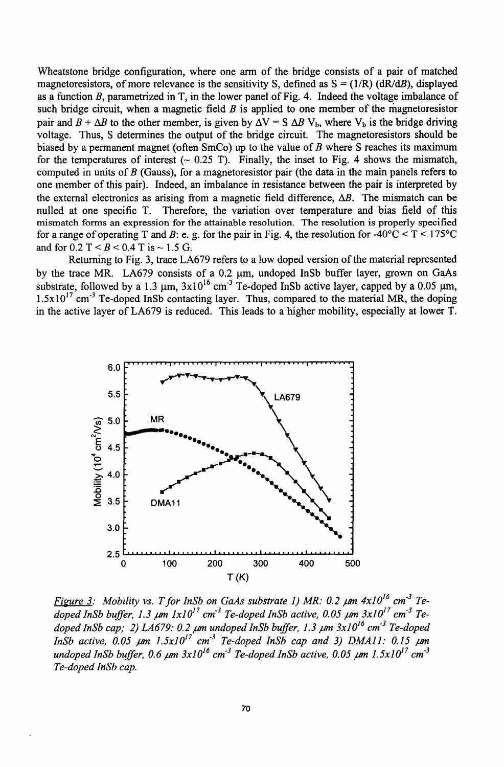Wheatstone bridge configuration, where one arm of the bridge consists of a pair of matched magnetoresistors, of more relevance is the sensitivity S, defined as $S = (1/R)\,(dR/dB)$, displayed as a function $B$, parametrized in T, in the lower panel of Fig. 4. Indeed the voltage imbalance of such bridge circuit, when a magnetic field $B$ is applied to one member of the magnetoresistor pair and $B + \Delta B$ to the other member, is given by $\Delta V = S\, \Delta B\, V_b$, where $V_b$ is the bridge driving voltage. Thus, S determines the output of the bridge circuit. The magnetoresistors should be biased by a permanent magnet (often SmCo) up to the value of $B$ where S reaches its maximum for the temperatures of interest (~ 0.25 T). Finally, the inset to Fig. 4 shows the mismatch, computed in units of $B$ (Gauss), for a magnetoresistor pair (the data in the main panels refers to one member of this pair). Indeed, an imbalance in resistance between the pair is interpreted by the external electronics as arising from a magnetic field difference, $\Delta B$. The mismatch can be nulled at one specific T. Therefore, the variation over temperature and bias field of this mismatch forms an expression for the attainable resolution. The resolution is properly specified for a range of operating T and $B$: e. g. for the pair in Fig. 4, the resolution for -40°C < T < 175°C and for 0.2 T < $B$ < 0.4 T is ~ 1.5 G.

Returning to Fig. 3, trace LA679 refers to a low doped version of the material represented by the trace MR. LA679 consists of a 0.2 μm, undoped InSb buffer layer, grown on GaAs substrate, followed by a 1.3 μm, $3\times10^{16}$ cm$^{-3}$ Te-doped InSb active layer, capped by a 0.05 μm, $1.5\times10^{17}$ cm$^{-3}$ Te-doped InSb contacting layer. Thus, compared to the material MR, the doping in the active layer of LA679 is reduced. This leads to a higher mobility, especially at lower T.

*Figure 3: Mobility vs. T for InSb on GaAs substrate 1) MR: 0.2 μm $4\times10^{16}$ cm$^{-3}$ Te-doped InSb buffer, 1.3 μm $1\times10^{17}$ cm$^{-3}$ Te-doped InSb active, 0.05 μm $3\times10^{17}$ cm$^{-3}$ Te-doped InSb cap; 2) LA679: 0.2 μm undoped InSb buffer, 1.3 μm $3\times10^{16}$ cm$^{-3}$ Te-doped InSb active, 0.05 μm $1.5\times10^{17}$ cm$^{-3}$ Te-doped InSb cap and 3) DMA11: 0.15 μm undoped InSb buffer, 0.6 μm $3\times10^{16}$ cm$^{-3}$ Te-doped InSb active, 0.05 μm $1.5\times10^{17}$ cm$^{-3}$ Te-doped InSb cap.*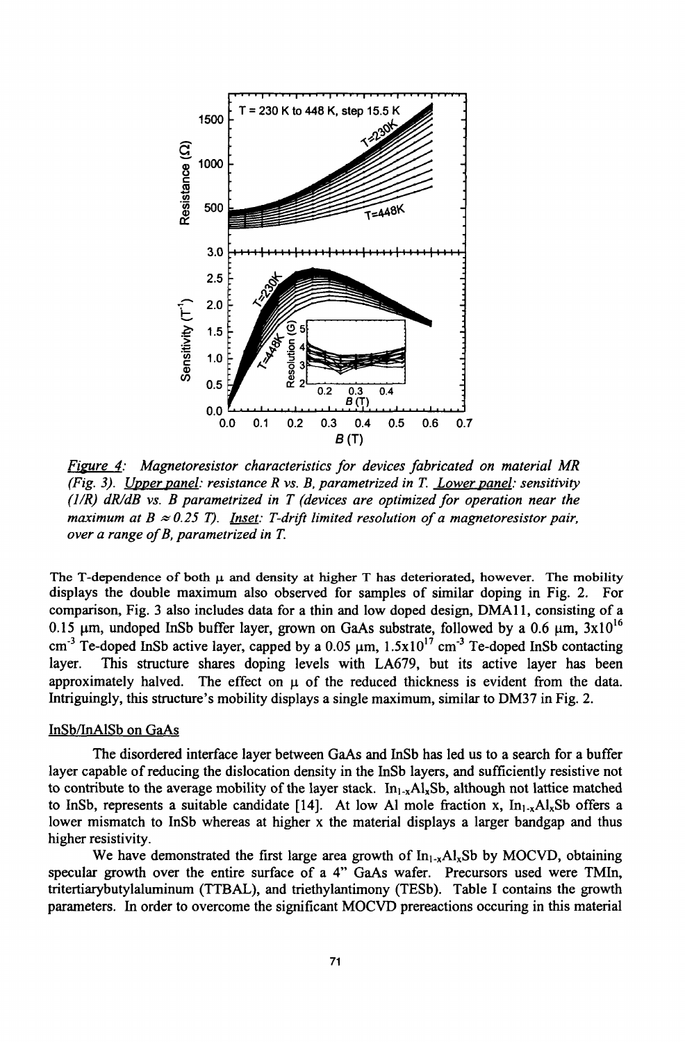*Figure 4: Magnetoresistor characteristics for devices fabricated on material MR (Fig. 3). Upper panel: resistance R vs. B, parametrized in T. Lower panel: sensitivity (1/R) dR/dB vs. B parametrized in T (devices are optimized for operation near the maximum at B ≈ 0.25 T). Inset: T-drift limited resolution of a magnetoresistor pair, over a range of B, parametrized in T.*

The T-dependence of both μ and density at higher T has deteriorated, however. The mobility displays the double maximum also observed for samples of similar doping in Fig. 2. For comparison, Fig. 3 also includes data for a thin and low doped design, DMA11, consisting of a 0.15 μm, undoped InSb buffer layer, grown on GaAs substrate, followed by a 0.6 μm, $3x10^{16}$ $cm^{-3}$ Te-doped InSb active layer, capped by a 0.05 μm, $1.5x10^{17}$ $cm^{-3}$ Te-doped InSb contacting layer. This structure shares doping levels with LA679, but its active layer has been approximately halved. The effect on μ of the reduced thickness is evident from the data. Intriguingly, this structure's mobility displays a single maximum, similar to DM37 in Fig. 2.

## InSb/InAlSb on GaAs

The disordered interface layer between GaAs and InSb has led us to a search for a buffer layer capable of reducing the dislocation density in the InSb layers, and sufficiently resistive not to contribute to the average mobility of the layer stack. $In_{1-x}Al_xSb$, although not lattice matched to InSb, represents a suitable candidate [14]. At low Al mole fraction x, $In_{1-x}Al_xSb$ offers a lower mismatch to InSb whereas at higher x the material displays a larger bandgap and thus higher resistivity.

We have demonstrated the first large area growth of $In_{1-x}Al_xSb$ by MOCVD, obtaining specular growth over the entire surface of a 4" GaAs wafer. Precursors used were TMIn, tritertiarybutylaluminum (TTBAL), and triethylantimony (TESb). Table I contains the growth parameters. In order to overcome the significant MOCVD prereactions occuring in this material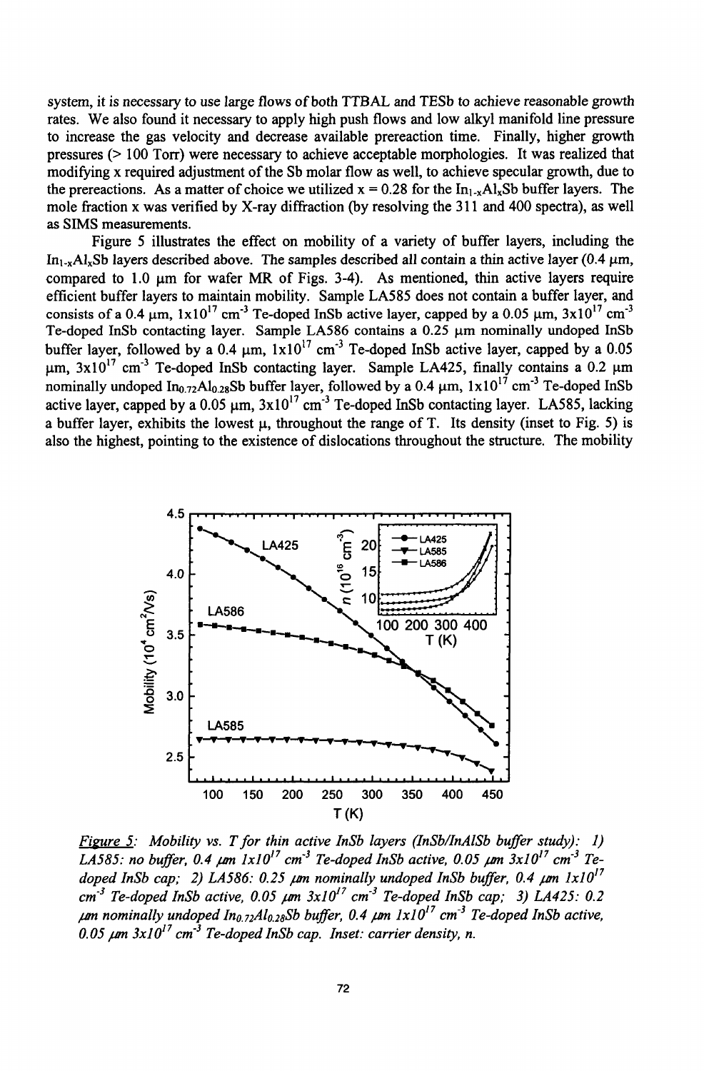system, it is necessary to use large flows of both TTBAL and TESb to achieve reasonable growth rates. We also found it necessary to apply high push flows and low alkyl manifold line pressure to increase the gas velocity and decrease available prereaction time. Finally, higher growth pressures (> 100 Torr) were necessary to achieve acceptable morphologies. It was realized that modifying x required adjustment of the Sb molar flow as well, to achieve specular growth, due to the prereactions. As a matter of choice we utilized x = 0.28 for the $In_{1-x}Al_xSb$ buffer layers. The mole fraction x was verified by X-ray diffraction (by resolving the 311 and 400 spectra), as well as SIMS measurements.

Figure 5 illustrates the effect on mobility of a variety of buffer layers, including the $In_{1-x}Al_xSb$ layers described above. The samples described all contain a thin active layer (0.4 μm, compared to 1.0 μm for wafer MR of Figs. 3-4). As mentioned, thin active layers require efficient buffer layers to maintain mobility. Sample LA585 does not contain a buffer layer, and consists of a 0.4 μm, $1x10^{17}$ $cm^{-3}$ Te-doped InSb active layer, capped by a 0.05 μm, $3x10^{17}$ $cm^{-3}$ Te-doped InSb contacting layer. Sample LA586 contains a 0.25 μm nominally undoped InSb buffer layer, followed by a 0.4 μm, $1x10^{17}$ $cm^{-3}$ Te-doped InSb active layer, capped by a 0.05 μm, $3x10^{17}$ $cm^{-3}$ Te-doped InSb contacting layer. Sample LA425, finally contains a 0.2 μm nominally undoped $In_{0.72}Al_{0.28}Sb$ buffer layer, followed by a 0.4 μm, $1x10^{17}$ $cm^{-3}$ Te-doped InSb active layer, capped by a 0.05 μm, $3x10^{17}$ $cm^{-3}$ Te-doped InSb contacting layer. LA585, lacking a buffer layer, exhibits the lowest μ, throughout the range of T. Its density (inset to Fig. 5) is also the highest, pointing to the existence of dislocations throughout the structure. The mobility

*Figure 5: Mobility vs. T for thin active InSb layers (InSb/InAlSb buffer study): 1) LA585: no buffer, 0.4 μm $1x10^{17}$ $cm^{-3}$ Te-doped InSb active, 0.05 μm $3x10^{17}$ $cm^{-3}$ Te-doped InSb cap; 2) LA586: 0.25 μm nominally undoped InSb buffer, 0.4 μm $1x10^{17}$ $cm^{-3}$ Te-doped InSb active, 0.05 μm $3x10^{17}$ $cm^{-3}$ Te-doped InSb cap; 3) LA425: 0.2 μm nominally undoped $In_{0.72}Al_{0.28}Sb$ buffer, 0.4 μm $1x10^{17}$ $cm^{-3}$ Te-doped InSb active, 0.05 μm $3x10^{17}$ $cm^{-3}$ Te-doped InSb cap. Inset: carrier density, n.*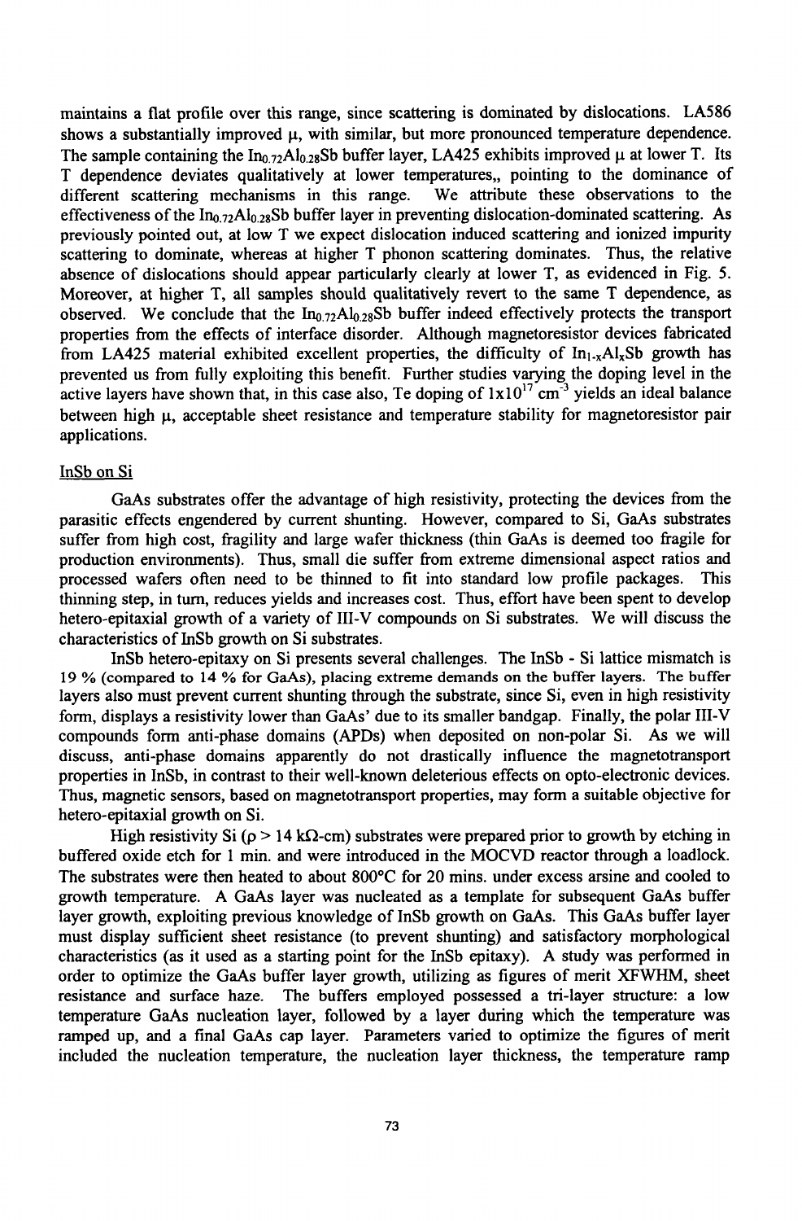maintains a flat profile over this range, since scattering is dominated by dislocations. LA586 shows a substantially improved μ, with similar, but more pronounced temperature dependence. The sample containing the $In_{0.72}Al_{0.28}Sb$ buffer layer, LA425 exhibits improved μ at lower T. Its T dependence deviates qualitatively at lower temperatures,, pointing to the dominance of different scattering mechanisms in this range. We attribute these observations to the effectiveness of the $In_{0.72}Al_{0.28}Sb$ buffer layer in preventing dislocation-dominated scattering. As previously pointed out, at low T we expect dislocation induced scattering and ionized impurity scattering to dominate, whereas at higher T phonon scattering dominates. Thus, the relative absence of dislocations should appear particularly clearly at lower T, as evidenced in Fig. 5. Moreover, at higher T, all samples should qualitatively revert to the same T dependence, as observed. We conclude that the $In_{0.72}Al_{0.28}Sb$ buffer indeed effectively protects the transport properties from the effects of interface disorder. Although magnetoresistor devices fabricated from LA425 material exhibited excellent properties, the difficulty of $In_{1-x}Al_xSb$ growth has prevented us from fully exploiting this benefit. Further studies varying the doping level in the active layers have shown that, in this case also, Te doping of $1\times10^{17}$ cm$^{-3}$ yields an ideal balance between high μ, acceptable sheet resistance and temperature stability for magnetoresistor pair applications.

## InSb on Si

GaAs substrates offer the advantage of high resistivity, protecting the devices from the parasitic effects engendered by current shunting. However, compared to Si, GaAs substrates suffer from high cost, fragility and large wafer thickness (thin GaAs is deemed too fragile for production environments). Thus, small die suffer from extreme dimensional aspect ratios and processed wafers often need to be thinned to fit into standard low profile packages. This thinning step, in turn, reduces yields and increases cost. Thus, effort have been spent to develop hetero-epitaxial growth of a variety of III-V compounds on Si substrates. We will discuss the characteristics of InSb growth on Si substrates.

InSb hetero-epitaxy on Si presents several challenges. The InSb - Si lattice mismatch is 19 % (compared to 14 % for GaAs), placing extreme demands on the buffer layers. The buffer layers also must prevent current shunting through the substrate, since Si, even in high resistivity form, displays a resistivity lower than GaAs' due to its smaller bandgap. Finally, the polar III-V compounds form anti-phase domains (APDs) when deposited on non-polar Si. As we will discuss, anti-phase domains apparently do not drastically influence the magnetotransport properties in InSb, in contrast to their well-known deleterious effects on opto-electronic devices. Thus, magnetic sensors, based on magnetotransport properties, may form a suitable objective for hetero-epitaxial growth on Si.

High resistivity Si ($\rho > 14$ kΩ-cm) substrates were prepared prior to growth by etching in buffered oxide etch for 1 min. and were introduced in the MOCVD reactor through a loadlock. The substrates were then heated to about 800°C for 20 mins. under excess arsine and cooled to growth temperature. A GaAs layer was nucleated as a template for subsequent GaAs buffer layer growth, exploiting previous knowledge of InSb growth on GaAs. This GaAs buffer layer must display sufficient sheet resistance (to prevent shunting) and satisfactory morphological characteristics (as it used as a starting point for the InSb epitaxy). A study was performed in order to optimize the GaAs buffer layer growth, utilizing as figures of merit XFWHM, sheet resistance and surface haze. The buffers employed possessed a tri-layer structure: a low temperature GaAs nucleation layer, followed by a layer during which the temperature was ramped up, and a final GaAs cap layer. Parameters varied to optimize the figures of merit included the nucleation temperature, the nucleation layer thickness, the temperature ramp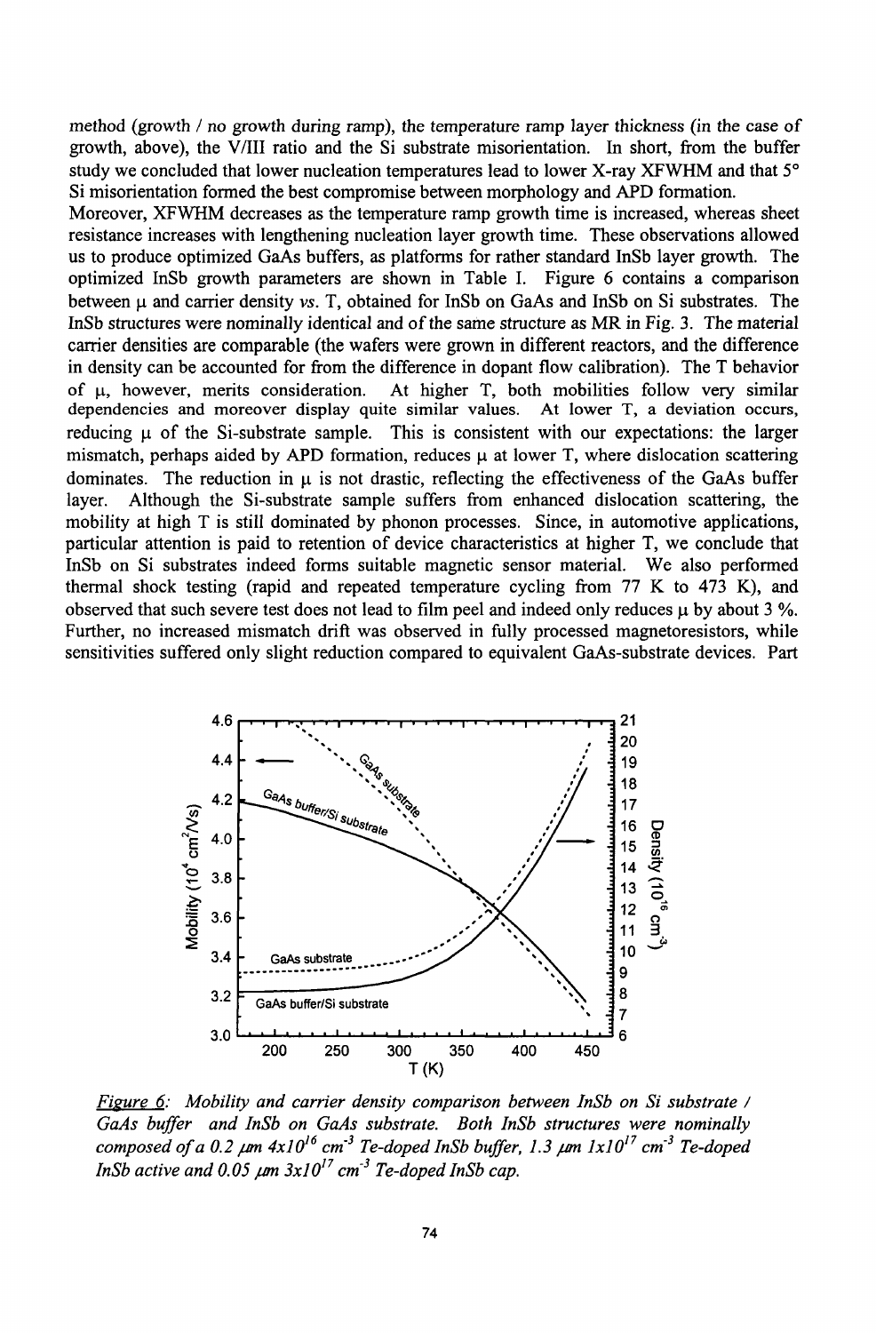method (growth / no growth during ramp), the temperature ramp layer thickness (in the case of growth, above), the V/III ratio and the Si substrate misorientation. In short, from the buffer study we concluded that lower nucleation temperatures lead to lower X-ray XFWHM and that 5° Si misorientation formed the best compromise between morphology and APD formation.

Moreover, XFWHM decreases as the temperature ramp growth time is increased, whereas sheet resistance increases with lengthening nucleation layer growth time. These observations allowed us to produce optimized GaAs buffers, as platforms for rather standard InSb layer growth. The optimized InSb growth parameters are shown in Table I. Figure 6 contains a comparison between μ and carrier density *vs*. T, obtained for InSb on GaAs and InSb on Si substrates. The InSb structures were nominally identical and of the same structure as MR in Fig. 3. The material carrier densities are comparable (the wafers were grown in different reactors, and the difference in density can be accounted for from the difference in dopant flow calibration). The T behavior of μ, however, merits consideration. At higher T, both mobilities follow very similar dependencies and moreover display quite similar values. At lower T, a deviation occurs, reducing μ of the Si-substrate sample. This is consistent with our expectations: the larger mismatch, perhaps aided by APD formation, reduces μ at lower T, where dislocation scattering dominates. The reduction in μ is not drastic, reflecting the effectiveness of the GaAs buffer layer. Although the Si-substrate sample suffers from enhanced dislocation scattering, the mobility at high T is still dominated by phonon processes. Since, in automotive applications, particular attention is paid to retention of device characteristics at higher T, we conclude that InSb on Si substrates indeed forms suitable magnetic sensor material. We also performed thermal shock testing (rapid and repeated temperature cycling from 77 K to 473 K), and observed that such severe test does not lead to film peel and indeed only reduces μ by about 3 %. Further, no increased mismatch drift was observed in fully processed magnetoresistors, while sensitivities suffered only slight reduction compared to equivalent GaAs-substrate devices. Part

*Figure 6: Mobility and carrier density comparison between InSb on Si substrate / GaAs buffer and InSb on GaAs substrate. Both InSb structures were nominally composed of a 0.2 μm $4x10^{16}$ $cm^{-3}$ Te-doped InSb buffer, 1.3 μm $1x10^{17}$ $cm^{-3}$ Te-doped InSb active and 0.05 μm $3x10^{17}$ $cm^{-3}$ Te-doped InSb cap.*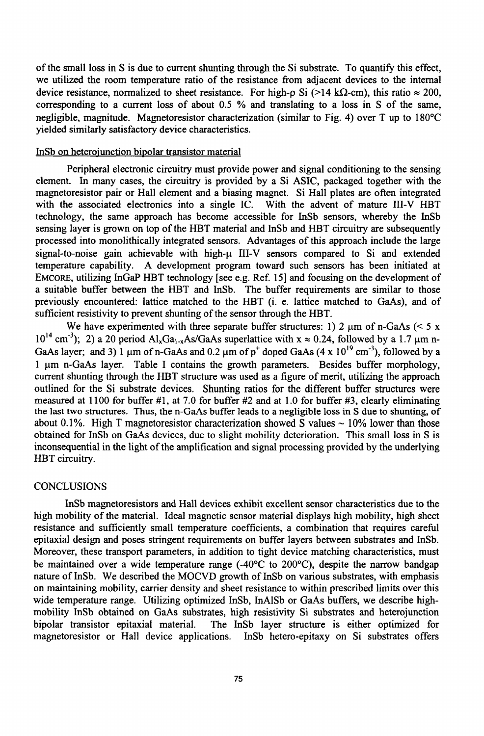of the small loss in S is due to current shunting through the Si substrate. To quantify this effect, we utilized the room temperature ratio of the resistance from adjacent devices to the internal device resistance, normalized to sheet resistance. For high-ρ Si (>14 kΩ-cm), this ratio ≈ 200, corresponding to a current loss of about 0.5 % and translating to a loss in S of the same, negligible, magnitude. Magnetoresistor characterization (similar to Fig. 4) over T up to 180°C yielded similarly satisfactory device characteristics.

## InSb on heterojunction bipolar transistor material

Peripheral electronic circuitry must provide power and signal conditioning to the sensing element. In many cases, the circuitry is provided by a Si ASIC, packaged together with the magnetoresistor pair or Hall element and a biasing magnet. Si Hall plates are often integrated with the associated electronics into a single IC. With the advent of mature III-V HBT technology, the same approach has become accessible for InSb sensors, whereby the InSb sensing layer is grown on top of the HBT material and InSb and HBT circuitry are subsequently processed into monolithically integrated sensors. Advantages of this approach include the large signal-to-noise gain achievable with high-μ III-V sensors compared to Si and extended temperature capability. A development program toward such sensors has been initiated at EMCORE, utilizing InGaP HBT technology [see e.g. Ref. 15] and focusing on the development of a suitable buffer between the HBT and InSb. The buffer requirements are similar to those previously encountered: lattice matched to the HBT (i. e. lattice matched to GaAs), and of sufficient resistivity to prevent shunting of the sensor through the HBT.

We have experimented with three separate buffer structures: 1) 2 μm of n-GaAs (< 5 x $10^{14}$ $cm^{-3}$); 2) a 20 period $Al_xGa_{1-x}As$/GaAs superlattice with x ≈ 0.24, followed by a 1.7 μm n-GaAs layer; and 3) 1 μm of n-GaAs and 0.2 μm of $p^+$ doped GaAs (4 x $10^{19}$ $cm^{-3}$), followed by a 1 μm n-GaAs layer. Table I contains the growth parameters. Besides buffer morphology, current shunting through the HBT structure was used as a figure of merit, utilizing the approach outlined for the Si substrate devices. Shunting ratios for the different buffer structures were measured at 1100 for buffer #1, at 7.0 for buffer #2 and at 1.0 for buffer #3, clearly eliminating the last two structures. Thus, the n-GaAs buffer leads to a negligible loss in S due to shunting, of about 0.1%. High T magnetoresistor characterization showed S values ~ 10% lower than those obtained for InSb on GaAs devices, due to slight mobility deterioration. This small loss in S is inconsequential in the light of the amplification and signal processing provided by the underlying HBT circuitry.

## CONCLUSIONS

InSb magnetoresistors and Hall devices exhibit excellent sensor characteristics due to the high mobility of the material. Ideal magnetic sensor material displays high mobility, high sheet resistance and sufficiently small temperature coefficients, a combination that requires careful epitaxial design and poses stringent requirements on buffer layers between substrates and InSb. Moreover, these transport parameters, in addition to tight device matching characteristics, must be maintained over a wide temperature range (-40°C to 200°C), despite the narrow bandgap nature of InSb. We described the MOCVD growth of InSb on various substrates, with emphasis on maintaining mobility, carrier density and sheet resistance to within prescribed limits over this wide temperature range. Utilizing optimized InSb, InAlSb or GaAs buffers, we describe high-mobility InSb obtained on GaAs substrates, high resistivity Si substrates and heterojunction bipolar transistor epitaxial material. The InSb layer structure is either optimized for magnetoresistor or Hall device applications. InSb hetero-epitaxy on Si substrates offers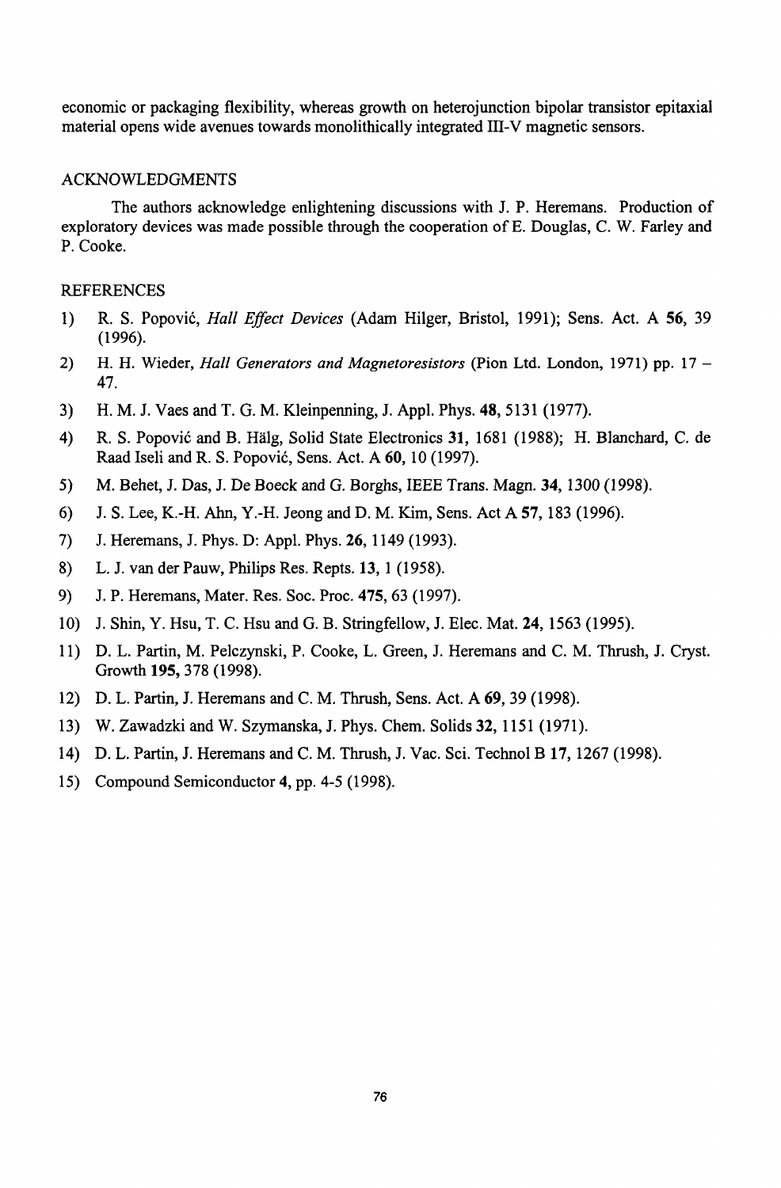economic or packaging flexibility, whereas growth on heterojunction bipolar transistor epitaxial material opens wide avenues towards monolithically integrated III-V magnetic sensors.

## ACKNOWLEDGMENTS

The authors acknowledge enlightening discussions with J. P. Heremans. Production of exploratory devices was made possible through the cooperation of E. Douglas, C. W. Farley and P. Cooke.

## REFERENCES

1) R. S. Popović, *Hall Effect Devices* (Adam Hilger, Bristol, 1991); Sens. Act. A **56**, 39 (1996).
2) H. H. Wieder, *Hall Generators and Magnetoresistors* (Pion Ltd. London, 1971) pp. 17 – 47.
3) H. M. J. Vaes and T. G. M. Kleinpenning, J. Appl. Phys. **48**, 5131 (1977).
4) R. S. Popović and B. Hälg, Solid State Electronics **31**, 1681 (1988); H. Blanchard, C. de Raad Iseli and R. S. Popović, Sens. Act. A **60**, 10 (1997).
5) M. Behet, J. Das, J. De Boeck and G. Borghs, IEEE Trans. Magn. **34**, 1300 (1998).
6) J. S. Lee, K.-H. Ahn, Y.-H. Jeong and D. M. Kim, Sens. Act A **57**, 183 (1996).
7) J. Heremans, J. Phys. D: Appl. Phys. **26**, 1149 (1993).
8) L. J. van der Pauw, Philips Res. Repts. **13**, 1 (1958).
9) J. P. Heremans, Mater. Res. Soc. Proc. **475**, 63 (1997).
10) J. Shin, Y. Hsu, T. C. Hsu and G. B. Stringfellow, J. Elec. Mat. **24**, 1563 (1995).
11) D. L. Partin, M. Pelczynski, P. Cooke, L. Green, J. Heremans and C. M. Thrush, J. Cryst. Growth **195**, 378 (1998).
12) D. L. Partin, J. Heremans and C. M. Thrush, Sens. Act. A **69**, 39 (1998).
13) W. Zawadzki and W. Szymanska, J. Phys. Chem. Solids **32**, 1151 (1971).
14) D. L. Partin, J. Heremans and C. M. Thrush, J. Vac. Sci. Technol B **17**, 1267 (1998).
15) Compound Semiconductor **4**, pp. 4-5 (1998).